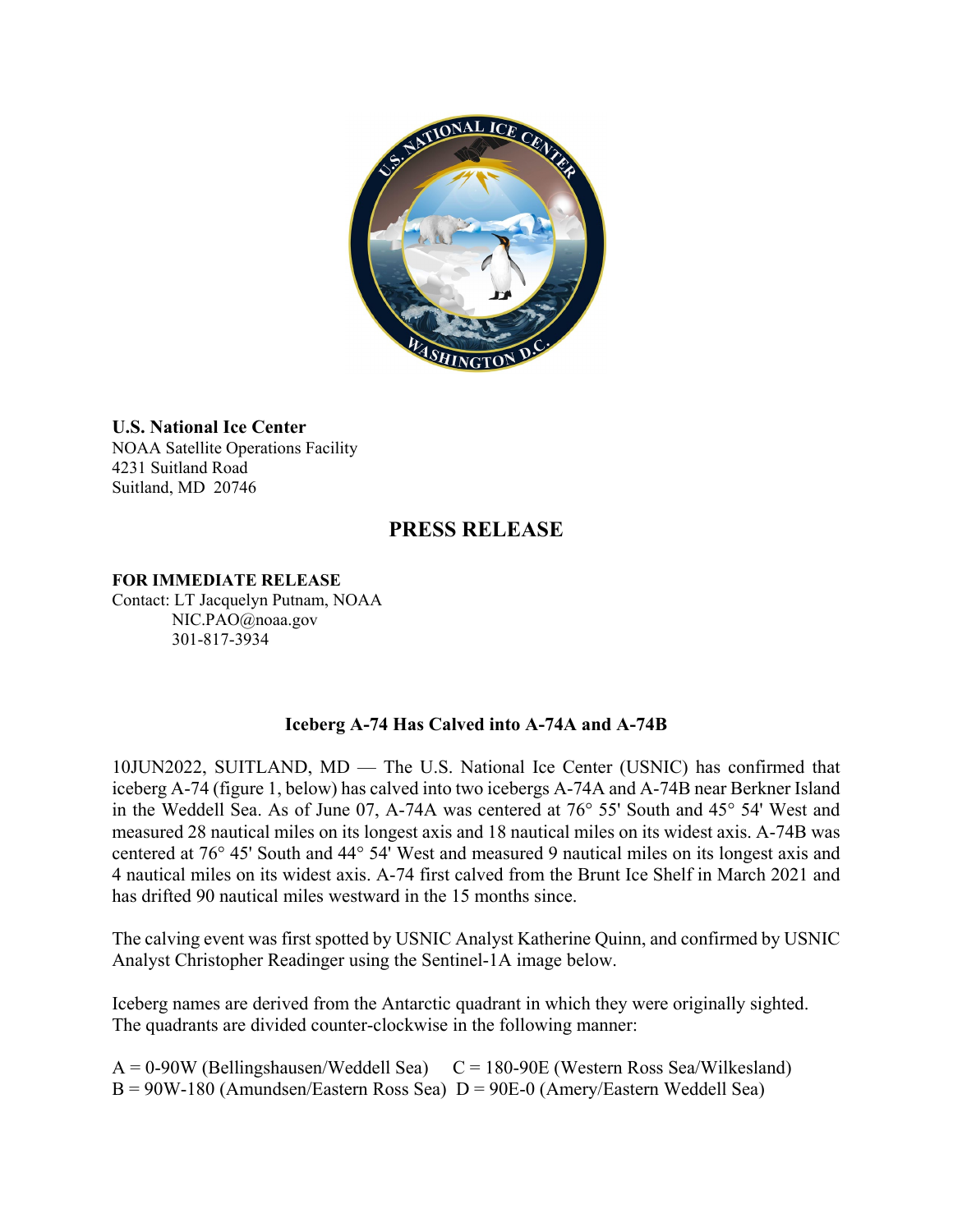**U.S. National Ice Center**
NOAA Satellite Operations Facility
4231 Suitland Road
Suitland, MD 20746

## PRESS RELEASE

**FOR IMMEDIATE RELEASE**
Contact: LT Jacquelyn Putnam, NOAA
NIC.PAO@noaa.gov
301-817-3934

### Iceberg A-74 Has Calved into A-74A and A-74B

10JUN2022, SUITLAND, MD — The U.S. National Ice Center (USNIC) has confirmed that iceberg A-74 (figure 1, below) has calved into two icebergs A-74A and A-74B near Berkner Island in the Weddell Sea. As of June 07, A-74A was centered at 76° 55' South and 45° 54' West and measured 28 nautical miles on its longest axis and 18 nautical miles on its widest axis. A-74B was centered at 76° 45' South and 44° 54' West and measured 9 nautical miles on its longest axis and 4 nautical miles on its widest axis. A-74 first calved from the Brunt Ice Shelf in March 2021 and has drifted 90 nautical miles westward in the 15 months since.

The calving event was first spotted by USNIC Analyst Katherine Quinn, and confirmed by USNIC Analyst Christopher Readinger using the Sentinel-1A image below.

Iceberg names are derived from the Antarctic quadrant in which they were originally sighted. The quadrants are divided counter-clockwise in the following manner:

A = 0-90W (Bellingshausen/Weddell Sea) C = 180-90E (Western Ross Sea/Wilkesland)
B = 90W-180 (Amundsen/Eastern Ross Sea) D = 90E-0 (Amery/Eastern Weddell Sea)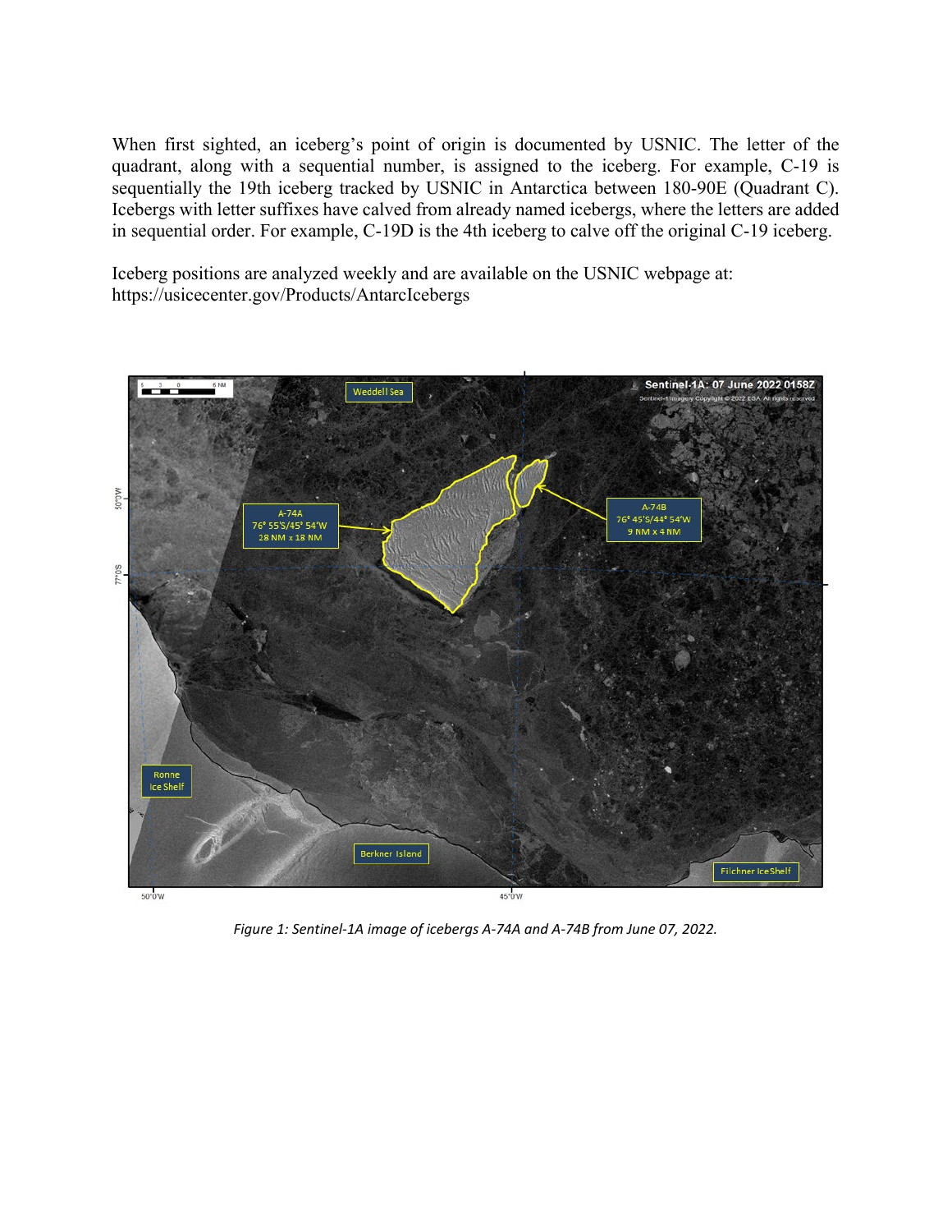When first sighted, an iceberg's point of origin is documented by USNIC. The letter of the quadrant, along with a sequential number, is assigned to the iceberg. For example, C-19 is sequentially the 19th iceberg tracked by USNIC in Antarctica between 180-90E (Quadrant C). Icebergs with letter suffixes have calved from already named icebergs, where the letters are added in sequential order. For example, C-19D is the 4th iceberg to calve off the original C-19 iceberg.

Iceberg positions are analyzed weekly and are available on the USNIC webpage at: https://usicecenter.gov/Products/AntarcIcebergs

*Figure 1: Sentinel-1A image of icebergs A-74A and A-74B from June 07, 2022.*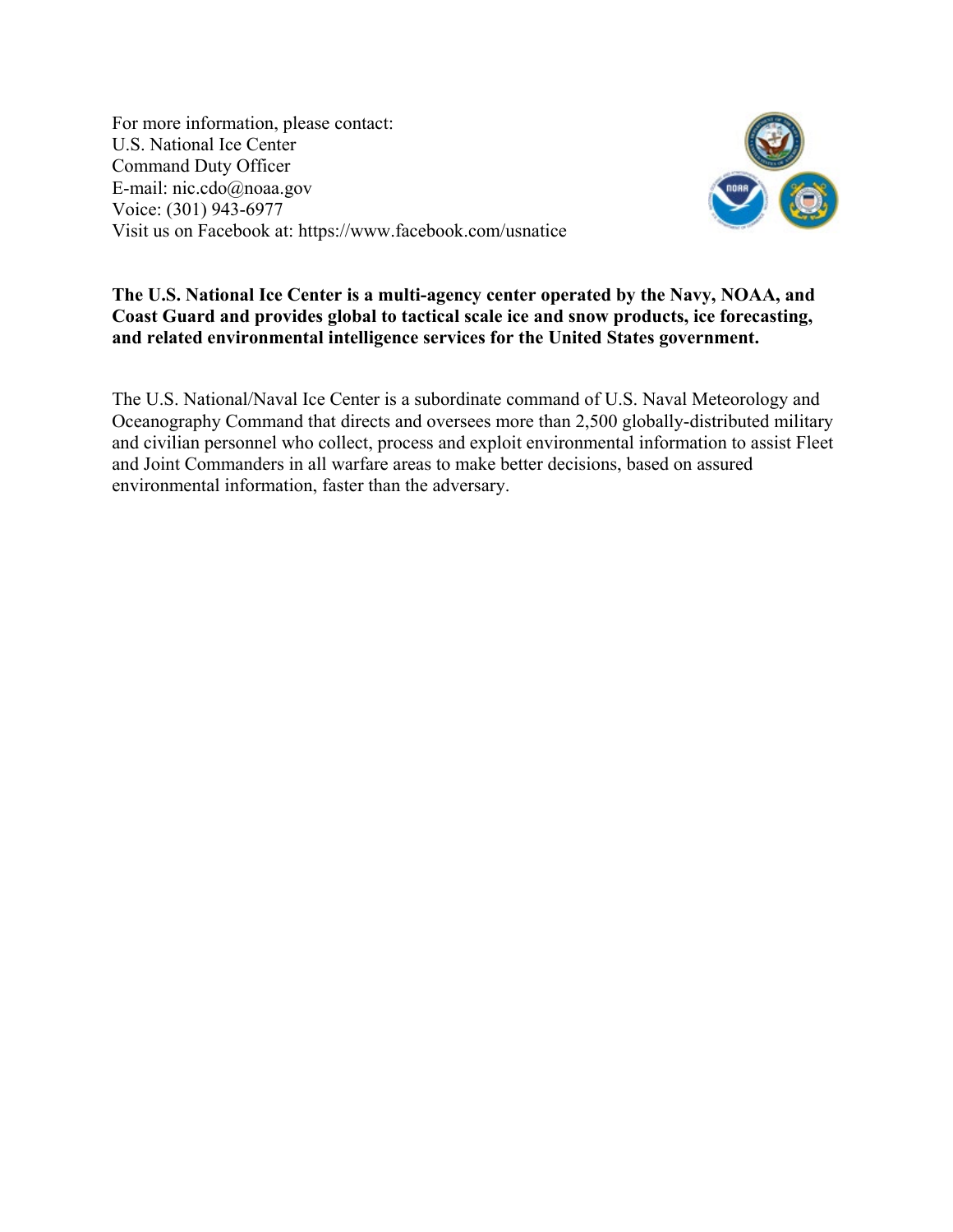For more information, please contact:
U.S. National Ice Center
Command Duty Officer
E-mail: nic.cdo@noaa.gov
Voice: (301) 943-6977
Visit us on Facebook at: https://www.facebook.com/usnatice

**The U.S. National Ice Center is a multi-agency center operated by the Navy, NOAA, and Coast Guard and provides global to tactical scale ice and snow products, ice forecasting, and related environmental intelligence services for the United States government.**

The U.S. National/Naval Ice Center is a subordinate command of U.S. Naval Meteorology and Oceanography Command that directs and oversees more than 2,500 globally-distributed military and civilian personnel who collect, process and exploit environmental information to assist Fleet and Joint Commanders in all warfare areas to make better decisions, based on assured environmental information, faster than the adversary.